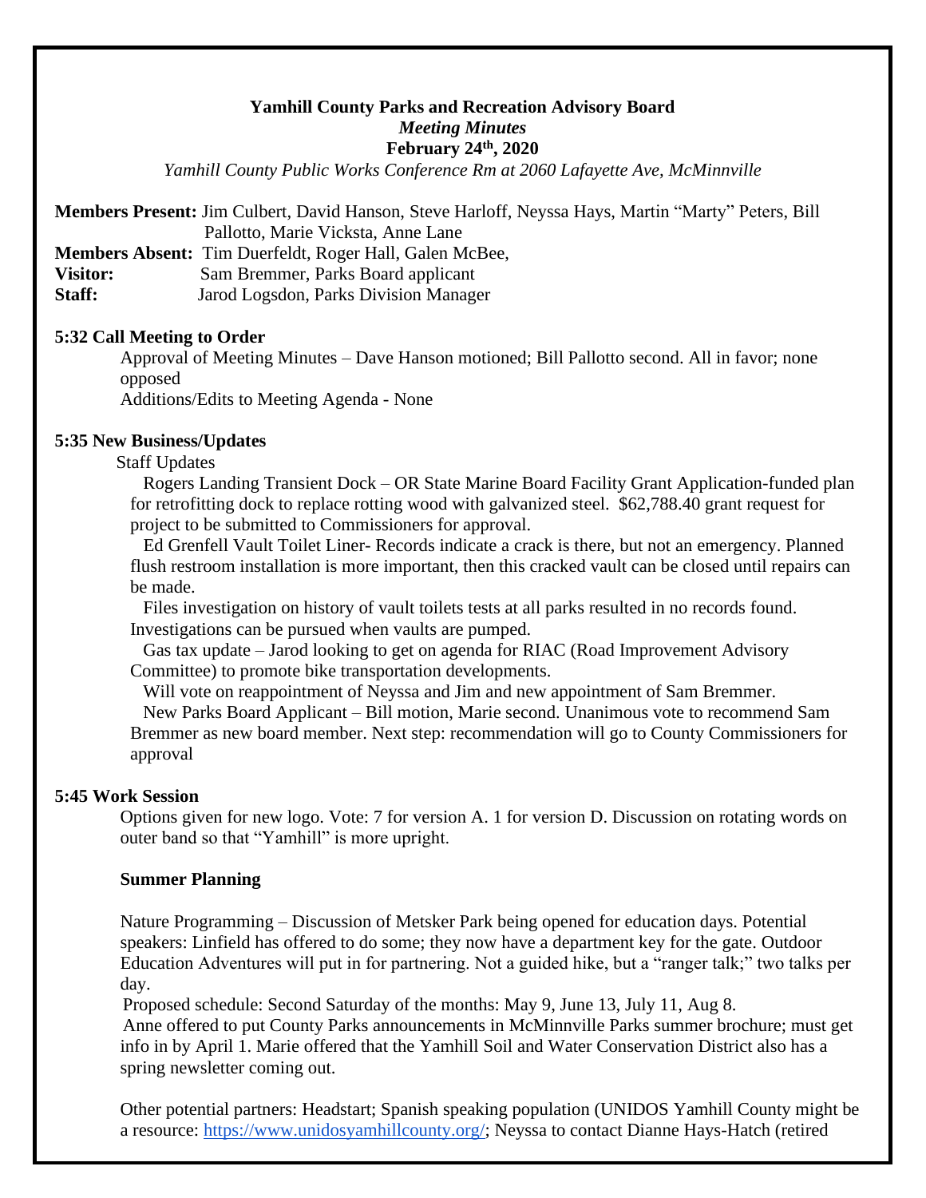# Yamhill County Parks and Recreation Advisory Board

*Meeting Minutes*

**February 24th, 2020**

*Yamhill County Public Works Conference Rm at 2060 Lafayette Ave, McMinnville*

**Members Present:** Jim Culbert, David Hanson, Steve Harloff, Neyssa Hays, Martin "Marty" Peters, Bill Pallotto, Marie Vicksta, Anne Lane
**Members Absent:** Tim Duerfeldt, Roger Hall, Galen McBee,
**Visitor:** Sam Bremmer, Parks Board applicant
**Staff:** Jarod Logsdon, Parks Division Manager

## 5:32 Call Meeting to Order

Approval of Meeting Minutes – Dave Hanson motioned; Bill Pallotto second. All in favor; none opposed

Additions/Edits to Meeting Agenda - None

## 5:35 New Business/Updates

Staff Updates

Rogers Landing Transient Dock – OR State Marine Board Facility Grant Application-funded plan for retrofitting dock to replace rotting wood with galvanized steel. $62,788.40 grant request for project to be submitted to Commissioners for approval.

Ed Grenfell Vault Toilet Liner- Records indicate a crack is there, but not an emergency. Planned flush restroom installation is more important, then this cracked vault can be closed until repairs can be made.

Files investigation on history of vault toilets tests at all parks resulted in no records found. Investigations can be pursued when vaults are pumped.

Gas tax update – Jarod looking to get on agenda for RIAC (Road Improvement Advisory Committee) to promote bike transportation developments.

Will vote on reappointment of Neyssa and Jim and new appointment of Sam Bremmer.

New Parks Board Applicant – Bill motion, Marie second. Unanimous vote to recommend Sam Bremmer as new board member. Next step: recommendation will go to County Commissioners for approval

## 5:45 Work Session

Options given for new logo. Vote: 7 for version A. 1 for version D. Discussion on rotating words on outer band so that "Yamhill" is more upright.

### Summer Planning

Nature Programming – Discussion of Metsker Park being opened for education days. Potential speakers: Linfield has offered to do some; they now have a department key for the gate. Outdoor Education Adventures will put in for partnering. Not a guided hike, but a "ranger talk;" two talks per day.

Proposed schedule: Second Saturday of the months: May 9, June 13, July 11, Aug 8.

Anne offered to put County Parks announcements in McMinnville Parks summer brochure; must get info in by April 1. Marie offered that the Yamhill Soil and Water Conservation District also has a spring newsletter coming out.

Other potential partners: Headstart; Spanish speaking population (UNIDOS Yamhill County might be a resource: https://www.unidosyamhillcounty.org/; Neyssa to contact Dianne Hays-Hatch (retired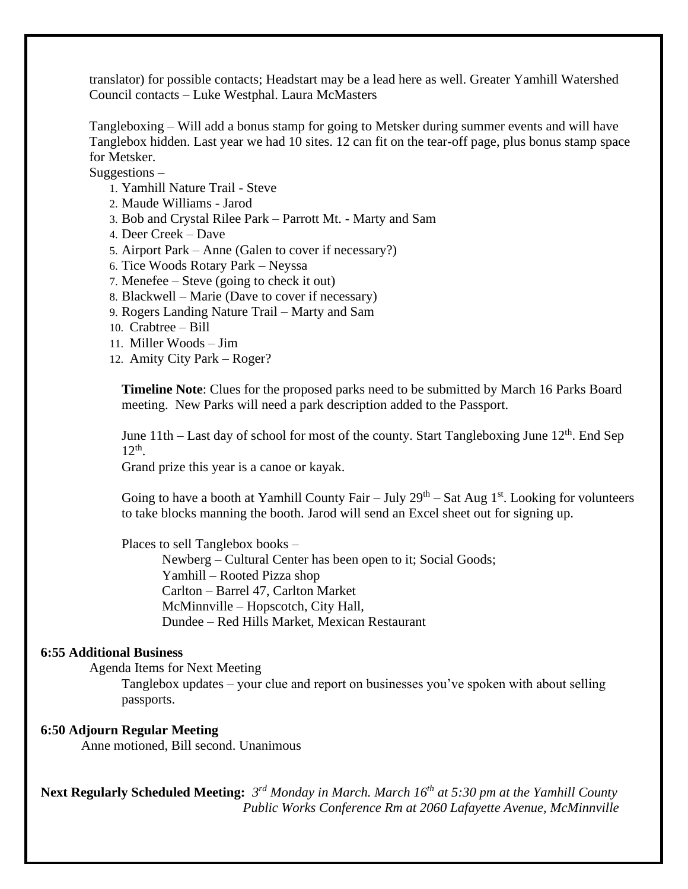translator) for possible contacts; Headstart may be a lead here as well. Greater Yamhill Watershed Council contacts – Luke Westphal. Laura McMasters

Tangleboxing – Will add a bonus stamp for going to Metsker during summer events and will have Tanglebox hidden. Last year we had 10 sites. 12 can fit on the tear-off page, plus bonus stamp space for Metsker.

Suggestions –

1. Yamhill Nature Trail - Steve
2. Maude Williams - Jarod
3. Bob and Crystal Rilee Park – Parrott Mt. - Marty and Sam
4. Deer Creek – Dave
5. Airport Park – Anne (Galen to cover if necessary?)
6. Tice Woods Rotary Park – Neyssa
7. Menefee – Steve (going to check it out)
8. Blackwell – Marie (Dave to cover if necessary)
9. Rogers Landing Nature Trail – Marty and Sam
10. Crabtree – Bill
11. Miller Woods – Jim
12. Amity City Park – Roger?

**Timeline Note**: Clues for the proposed parks need to be submitted by March 16 Parks Board meeting. New Parks will need a park description added to the Passport.

June 11th – Last day of school for most of the county. Start Tangleboxing June 12th. End Sep 12th.

Grand prize this year is a canoe or kayak.

Going to have a booth at Yamhill County Fair – July 29th – Sat Aug 1st. Looking for volunteers to take blocks manning the booth. Jarod will send an Excel sheet out for signing up.

Places to sell Tanglebox books –

Newberg – Cultural Center has been open to it; Social Goods;
Yamhill – Rooted Pizza shop
Carlton – Barrel 47, Carlton Market
McMinnville – Hopscotch, City Hall,
Dundee – Red Hills Market, Mexican Restaurant

**6:55 Additional Business**

Agenda Items for Next Meeting

Tanglebox updates – your clue and report on businesses you've spoken with about selling passports.

**6:50 Adjourn Regular Meeting**

Anne motioned, Bill second. Unanimous

**Next Regularly Scheduled Meeting:** *3rd Monday in March. March 16th at 5:30 pm at the Yamhill County Public Works Conference Rm at 2060 Lafayette Avenue, McMinnville*